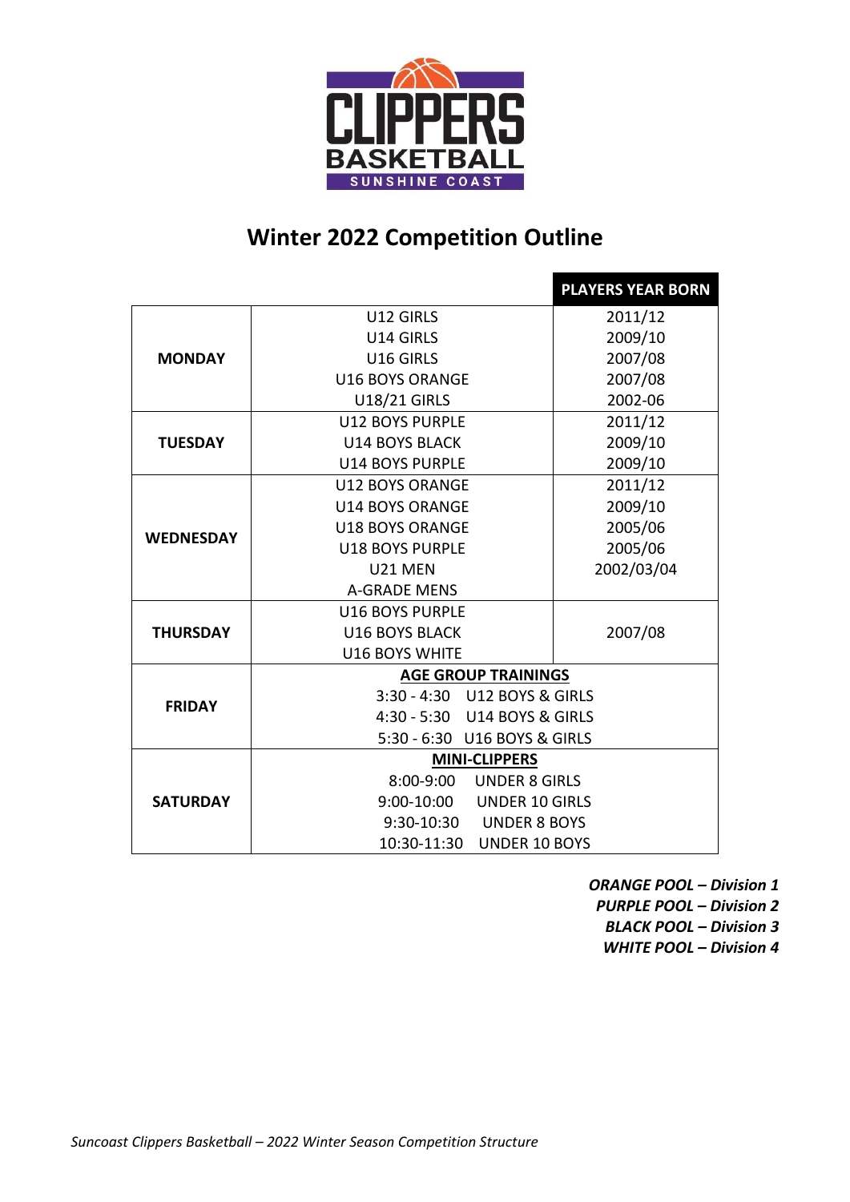# Winter 2022 Competition Outline

| | | PLAYERS YEAR BORN |
|---|---|---|
| **MONDAY** | U12 GIRLS | 2011/12 |
| | U14 GIRLS | 2009/10 |
| | U16 GIRLS | 2007/08 |
| | U16 BOYS ORANGE | 2007/08 |
| | U18/21 GIRLS | 2002-06 |
| **TUESDAY** | U12 BOYS PURPLE | 2011/12 |
| | U14 BOYS BLACK | 2009/10 |
| | U14 BOYS PURPLE | 2009/10 |
| **WEDNESDAY** | U12 BOYS ORANGE | 2011/12 |
| | U14 BOYS ORANGE | 2009/10 |
| | U18 BOYS ORANGE | 2005/06 |
| | U18 BOYS PURPLE | 2005/06 |
| | U21 MEN | 2002/03/04 |
| | A-GRADE MENS | |
| **THURSDAY** | U16 BOYS PURPLE | 2007/08 |
| | U16 BOYS BLACK | |
| | U16 BOYS WHITE | |
| **FRIDAY** | **AGE GROUP TRAININGS** | |
| | 3:30 - 4:30 U12 BOYS & GIRLS | |
| | 4:30 - 5:30 U14 BOYS & GIRLS | |
| | 5:30 - 6:30 U16 BOYS & GIRLS | |
| **SATURDAY** | **MINI-CLIPPERS** | |
| | 8:00-9:00 UNDER 8 GIRLS | |
| | 9:00-10:00 UNDER 10 GIRLS | |
| | 9:30-10:30 UNDER 8 BOYS | |
| | 10:30-11:30 UNDER 10 BOYS | |

***ORANGE POOL – Division 1***
***PURPLE POOL – Division 2***
***BLACK POOL – Division 3***
***WHITE POOL – Division 4***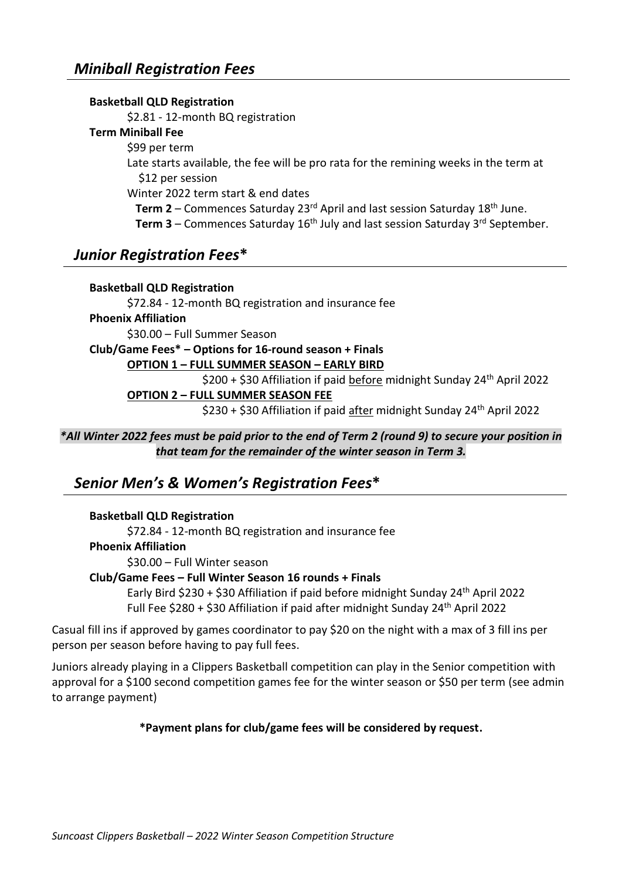## *Miniball Registration Fees*

**Basketball QLD Registration**

$2.81 - 12-month BQ registration

**Term Miniball Fee**

$99 per term

Late starts available, the fee will be pro rata for the remining weeks in the term at $12 per session

Winter 2022 term start & end dates

**Term 2** – Commences Saturday 23rd April and last session Saturday 18th June.

**Term 3** – Commences Saturday 16th July and last session Saturday 3rd September.

## *Junior Registration Fees**

**Basketball QLD Registration**

$72.84 - 12-month BQ registration and insurance fee

**Phoenix Affiliation**

$30.00 – Full Summer Season

**Club/Game Fees* – Options for 16-round season + Finals**

**OPTION 1 – FULL SUMMER SEASON – EARLY BIRD**

$200 + $30 Affiliation if paid before midnight Sunday 24th April 2022

**OPTION 2 – FULL SUMMER SEASON FEE**

$230 + $30 Affiliation if paid after midnight Sunday 24th April 2022

***All Winter 2022 fees must be paid prior to the end of Term 2 (round 9) to secure your position in that team for the remainder of the winter season in Term 3.***

## *Senior Men's & Women's Registration Fees**

**Basketball QLD Registration**

$72.84 - 12-month BQ registration and insurance fee

**Phoenix Affiliation**

$30.00 – Full Winter season

**Club/Game Fees – Full Winter Season 16 rounds + Finals**

Early Bird $230 + $30 Affiliation if paid before midnight Sunday 24th April 2022

Full Fee $280 + $30 Affiliation if paid after midnight Sunday 24th April 2022

Casual fill ins if approved by games coordinator to pay $20 on the night with a max of 3 fill ins per person per season before having to pay full fees.

Juniors already playing in a Clippers Basketball competition can play in the Senior competition with approval for a $100 second competition games fee for the winter season or $50 per term (see admin to arrange payment)

**\*Payment plans for club/game fees will be considered by request.**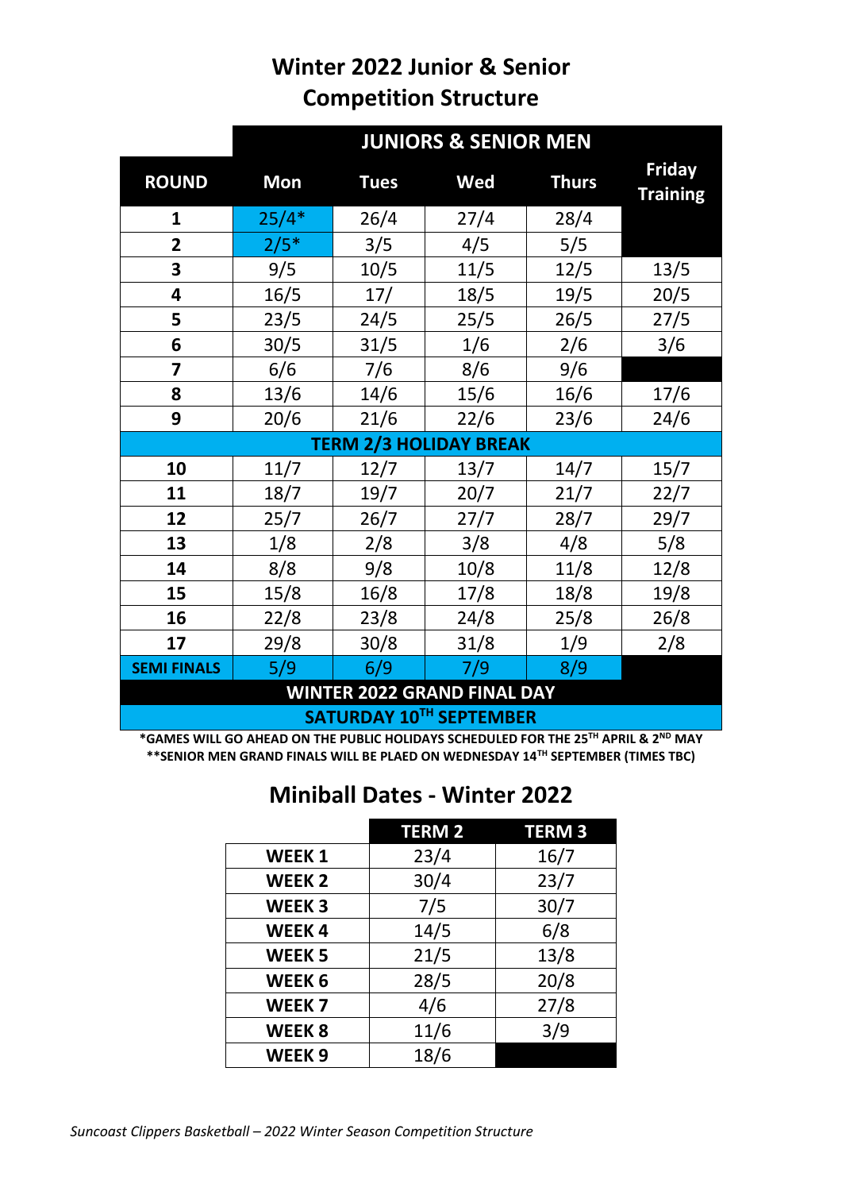# Winter 2022 Junior & Senior Competition Structure

| | JUNIORS & SENIOR MEN | | | | |
|---|---|---|---|---|---|
| **ROUND** | **Mon** | **Tues** | **Wed** | **Thurs** | **Friday Training** |
| **1** | 25/4* | 26/4 | 27/4 | 28/4 | |
| **2** | 2/5* | 3/5 | 4/5 | 5/5 | |
| **3** | 9/5 | 10/5 | 11/5 | 12/5 | 13/5 |
| **4** | 16/5 | 17/ | 18/5 | 19/5 | 20/5 |
| **5** | 23/5 | 24/5 | 25/5 | 26/5 | 27/5 |
| **6** | 30/5 | 31/5 | 1/6 | 2/6 | 3/6 |
| **7** | 6/6 | 7/6 | 8/6 | 9/6 | |
| **8** | 13/6 | 14/6 | 15/6 | 16/6 | 17/6 |
| **9** | 20/6 | 21/6 | 22/6 | 23/6 | 24/6 |
| **TERM 2/3 HOLIDAY BREAK** | | | | | |
| **10** | 11/7 | 12/7 | 13/7 | 14/7 | 15/7 |
| **11** | 18/7 | 19/7 | 20/7 | 21/7 | 22/7 |
| **12** | 25/7 | 26/7 | 27/7 | 28/7 | 29/7 |
| **13** | 1/8 | 2/8 | 3/8 | 4/8 | 5/8 |
| **14** | 8/8 | 9/8 | 10/8 | 11/8 | 12/8 |
| **15** | 15/8 | 16/8 | 17/8 | 18/8 | 19/8 |
| **16** | 22/8 | 23/8 | 24/8 | 25/8 | 26/8 |
| **17** | 29/8 | 30/8 | 31/8 | 1/9 | 2/8 |
| **SEMI FINALS** | 5/9 | 6/9 | 7/9 | 8/9 | |
| **WINTER 2022 GRAND FINAL DAY** | | | | | |
| **SATURDAY 10TH SEPTEMBER** | | | | | |

**\*GAMES WILL GO AHEAD ON THE PUBLIC HOLIDAYS SCHEDULED FOR THE 25TH APRIL & 2ND MAY**

**\*\*SENIOR MEN GRAND FINALS WILL BE PLAED ON WEDNESDAY 14TH SEPTEMBER (TIMES TBC)**

## Miniball Dates - Winter 2022

| | TERM 2 | TERM 3 |
|---|---|---|
| **WEEK 1** | 23/4 | 16/7 |
| **WEEK 2** | 30/4 | 23/7 |
| **WEEK 3** | 7/5 | 30/7 |
| **WEEK 4** | 14/5 | 6/8 |
| **WEEK 5** | 21/5 | 13/8 |
| **WEEK 6** | 28/5 | 20/8 |
| **WEEK 7** | 4/6 | 27/8 |
| **WEEK 8** | 11/6 | 3/9 |
| **WEEK 9** | 18/6 | |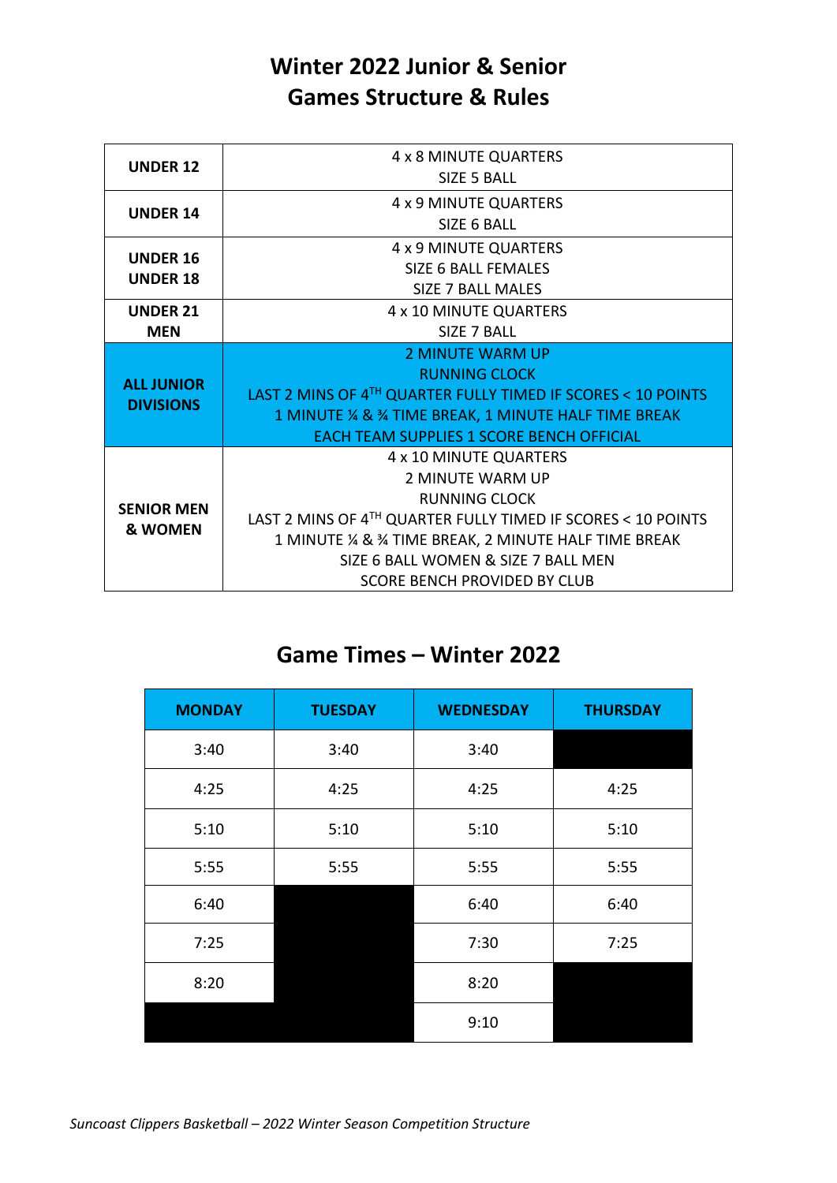# Winter 2022 Junior & Senior Games Structure & Rules

| | |
|---|---|
| **UNDER 12** | 4 x 8 MINUTE QUARTERS<br>SIZE 5 BALL |
| **UNDER 14** | 4 x 9 MINUTE QUARTERS<br>SIZE 6 BALL |
| **UNDER 16**<br>**UNDER 18** | 4 x 9 MINUTE QUARTERS<br>SIZE 6 BALL FEMALES<br>SIZE 7 BALL MALES |
| **UNDER 21**<br>**MEN** | 4 x 10 MINUTE QUARTERS<br>SIZE 7 BALL |
| **ALL JUNIOR DIVISIONS** | 2 MINUTE WARM UP<br>RUNNING CLOCK<br>LAST 2 MINS OF 4TH QUARTER FULLY TIMED IF SCORES < 10 POINTS<br>1 MINUTE ¼ & ¾ TIME BREAK, 1 MINUTE HALF TIME BREAK<br>EACH TEAM SUPPLIES 1 SCORE BENCH OFFICIAL |
| **SENIOR MEN & WOMEN** | 4 x 10 MINUTE QUARTERS<br>2 MINUTE WARM UP<br>RUNNING CLOCK<br>LAST 2 MINS OF 4TH QUARTER FULLY TIMED IF SCORES < 10 POINTS<br>1 MINUTE ¼ & ¾ TIME BREAK, 2 MINUTE HALF TIME BREAK<br>SIZE 6 BALL WOMEN & SIZE 7 BALL MEN<br>SCORE BENCH PROVIDED BY CLUB |

## Game Times – Winter 2022

| MONDAY | TUESDAY | WEDNESDAY | THURSDAY |
|---|---|---|---|
| 3:40 | 3:40 | 3:40 | |
| 4:25 | 4:25 | 4:25 | 4:25 |
| 5:10 | 5:10 | 5:10 | 5:10 |
| 5:55 | 5:55 | 5:55 | 5:55 |
| 6:40 | | 6:40 | 6:40 |
| 7:25 | | 7:30 | 7:25 |
| 8:20 | | 8:20 | |
| | | 9:10 | |

*Suncoast Clippers Basketball – 2022 Winter Season Competition Structure*